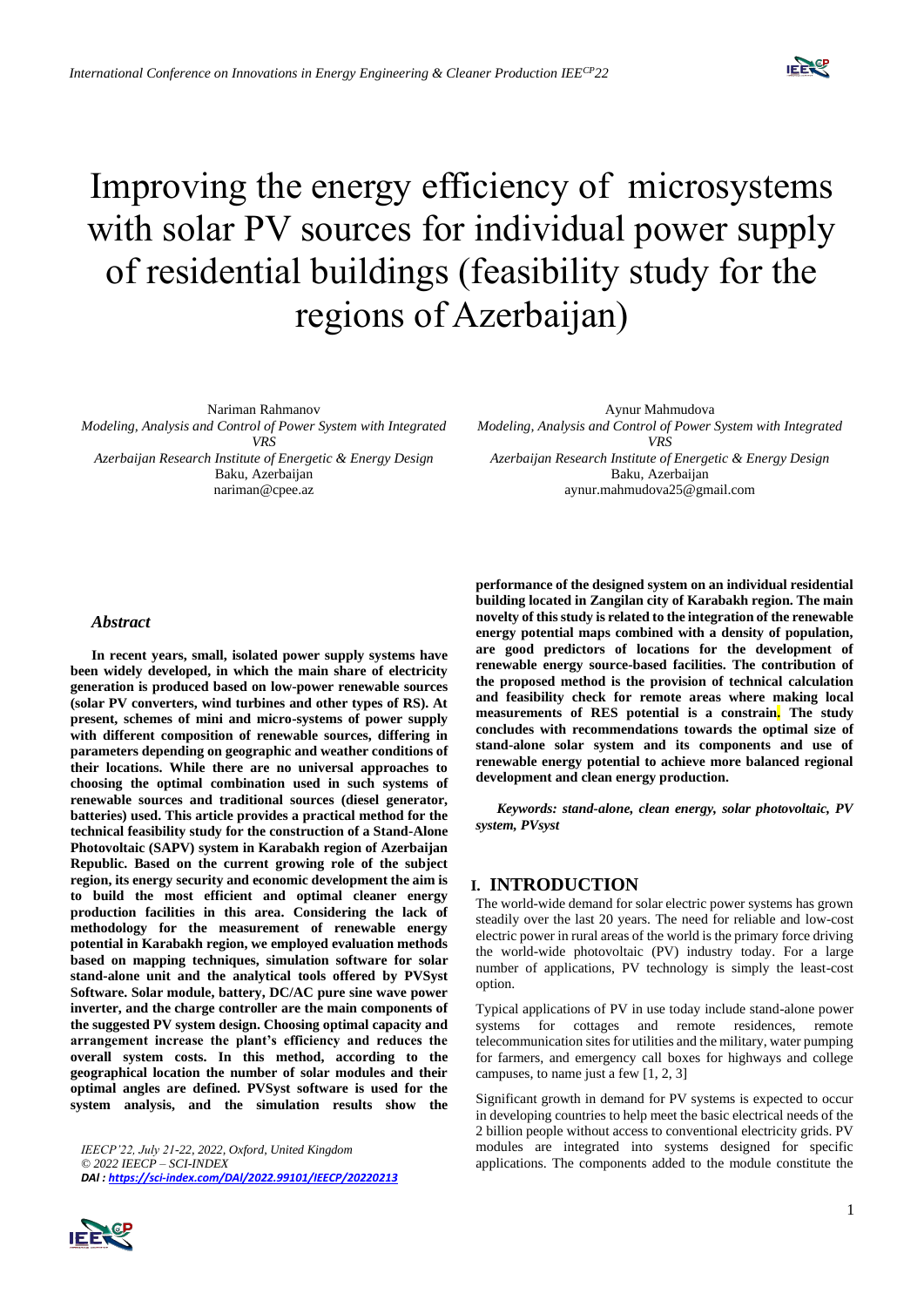# Improving the energy efficiency of microsystems with solar PV sources for individual power supply of residential buildings (feasibility study for the regions of Azerbaijan)

Nariman Rahmanov
*Modeling, Analysis and Control of Power System with Integrated VRS*
*Azerbaijan Research Institute of Energetic & Energy Design*
Baku, Azerbaijan
nariman@cpee.az

Aynur Mahmudova
*Modeling, Analysis and Control of Power System with Integrated VRS*
*Azerbaijan Research Institute of Energetic & Energy Design*
Baku, Azerbaijan
aynur.mahmudova25@gmail.com

### *Abstract*

**In recent years, small, isolated power supply systems have been widely developed, in which the main share of electricity generation is produced based on low-power renewable sources (solar PV converters, wind turbines and other types of RS). At present, schemes of mini and micro-systems of power supply with different composition of renewable sources, differing in parameters depending on geographic and weather conditions of their locations. While there are no universal approaches to choosing the optimal combination used in such systems of renewable sources and traditional sources (diesel generator, batteries) used. This article provides a practical method for the technical feasibility study for the construction of a Stand-Alone Photovoltaic (SAPV) system in Karabakh region of Azerbaijan Republic. Based on the current growing role of the subject region, its energy security and economic development the aim is to build the most efficient and optimal cleaner energy production facilities in this area. Considering the lack of methodology for the measurement of renewable energy potential in Karabakh region, we employed evaluation methods based on mapping techniques, simulation software for solar stand-alone unit and the analytical tools offered by PVSyst Software. Solar module, battery, DC/AC pure sine wave power inverter, and the charge controller are the main components of the suggested PV system design. Choosing optimal capacity and arrangement increase the plant's efficiency and reduces the overall system costs. In this method, according to the geographical location the number of solar modules and their optimal angles are defined. PVSyst software is used for the system analysis, and the simulation results show the performance of the designed system on an individual residential building located in Zangilan city of Karabakh region. The main novelty of this study is related to the integration of the renewable energy potential maps combined with a density of population, are good predictors of locations for the development of renewable energy source-based facilities. The contribution of the proposed method is the provision of technical calculation and feasibility check for remote areas where making local measurements of RES potential is a constrain. The study concludes with recommendations towards the optimal size of stand-alone solar system and its components and use of renewable energy potential to achieve more balanced regional development and clean energy production.**

***Keywords: stand-alone, clean energy, solar photovoltaic, PV system, PVsyst***

*IEECP'22, July 21-22, 2022, Oxford, United Kingdom*
*© 2022 IEECP – SCI-INDEX*
*DAI : https://sci-index.com/DAI/2022.99101/IEECP/20220213*

## I. INTRODUCTION

The world-wide demand for solar electric power systems has grown steadily over the last 20 years. The need for reliable and low-cost electric power in rural areas of the world is the primary force driving the world-wide photovoltaic (PV) industry today. For a large number of applications, PV technology is simply the least-cost option.

Typical applications of PV in use today include stand-alone power systems for cottages and remote residences, remote telecommunication sites for utilities and the military, water pumping for farmers, and emergency call boxes for highways and college campuses, to name just a few [1, 2, 3]

Significant growth in demand for PV systems is expected to occur in developing countries to help meet the basic electrical needs of the 2 billion people without access to conventional electricity grids. PV modules are integrated into systems designed for specific applications. The components added to the module constitute the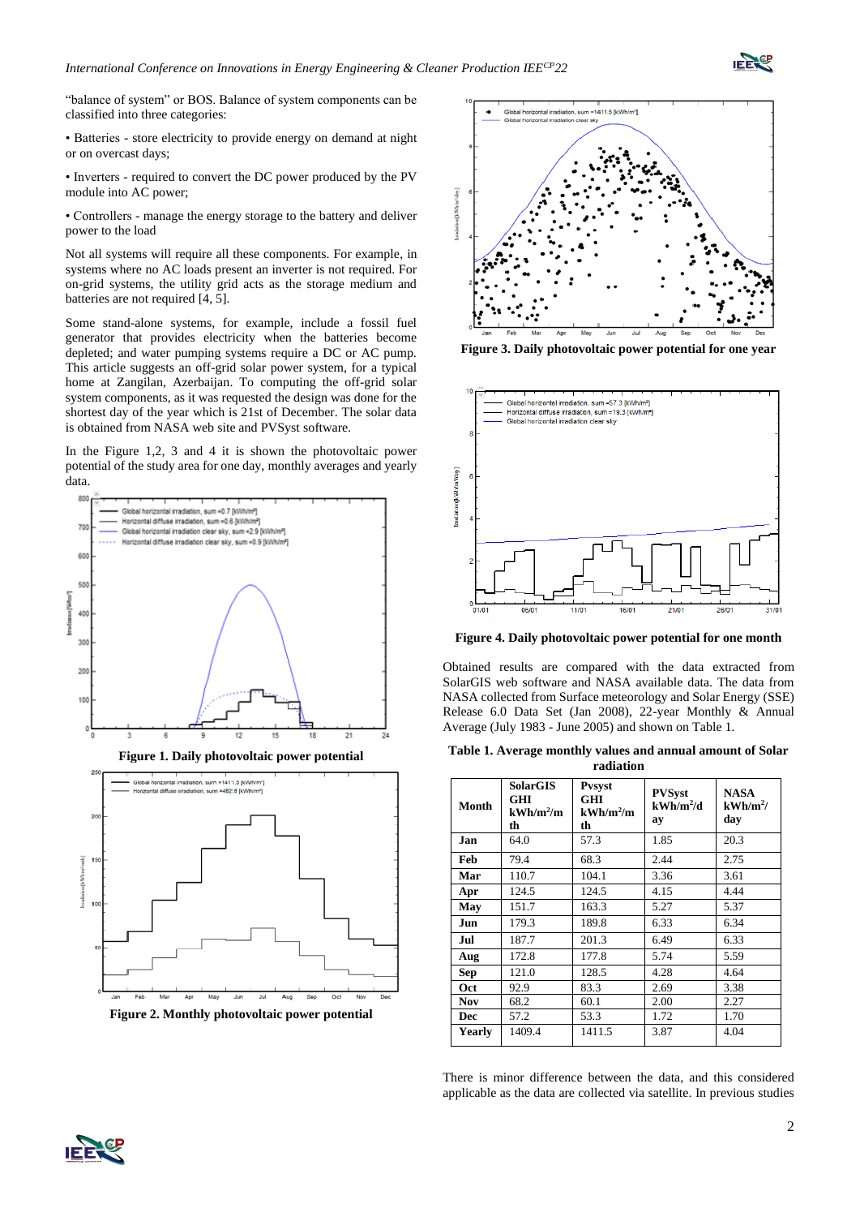"balance of system" or BOS. Balance of system components can be classified into three categories:

- Batteries - store electricity to provide energy on demand at night or on overcast days;
- Inverters - required to convert the DC power produced by the PV module into AC power;
- Controllers - manage the energy storage to the battery and deliver power to the load

Not all systems will require all these components. For example, in systems where no AC loads present an inverter is not required. For on-grid systems, the utility grid acts as the storage medium and batteries are not required [4, 5].

Some stand-alone systems, for example, include a fossil fuel generator that provides electricity when the batteries become depleted; and water pumping systems require a DC or AC pump. This article suggests an off-grid solar power system, for a typical home at Zangilan, Azerbaijan. To computing the off-grid solar system components, as it was requested the design was done for the shortest day of the year which is 21st of December. The solar data is obtained from NASA web site and PVSyst software.

In the Figure 1,2, 3 and 4 it is shown the photovoltaic power potential of the study area for one day, monthly averages and yearly data.

**Figure 1. Daily photovoltaic power potential**

**Figure 2. Monthly photovoltaic power potential**

**Figure 3. Daily photovoltaic power potential for one year**

**Figure 4. Daily photovoltaic power potential for one month**

Obtained results are compared with the data extracted from SolarGIS web software and NASA available data. The data from NASA collected from Surface meteorology and Solar Energy (SSE) Release 6.0 Data Set (Jan 2008), 22-year Monthly & Annual Average (July 1983 - June 2005) and shown on Table 1.

**Table 1. Average monthly values and annual amount of Solar radiation**

| Month | SolarGIS GHI kWh/m²/mth | Pvsyst GHI kWh/m²/mth | PVSyst kWh/m²/day | NASA kWh/m²/day |
|---|---|---|---|---|
| **Jan** | 64.0 | 57.3 | 1.85 | 20.3 |
| **Feb** | 79.4 | 68.3 | 2.44 | 2.75 |
| **Mar** | 110.7 | 104.1 | 3.36 | 3.61 |
| **Apr** | 124.5 | 124.5 | 4.15 | 4.44 |
| **May** | 151.7 | 163.3 | 5.27 | 5.37 |
| **Jun** | 179.3 | 189.8 | 6.33 | 6.34 |
| **Jul** | 187.7 | 201.3 | 6.49 | 6.33 |
| **Aug** | 172.8 | 177.8 | 5.74 | 5.59 |
| **Sep** | 121.0 | 128.5 | 4.28 | 4.64 |
| **Oct** | 92.9 | 83.3 | 2.69 | 3.38 |
| **Nov** | 68.2 | 60.1 | 2.00 | 2.27 |
| **Dec** | 57.2 | 53.3 | 1.72 | 1.70 |
| **Yearly** | 1409.4 | 1411.5 | 3.87 | 4.04 |

There is minor difference between the data, and this considered applicable as the data are collected via satellite. In previous studies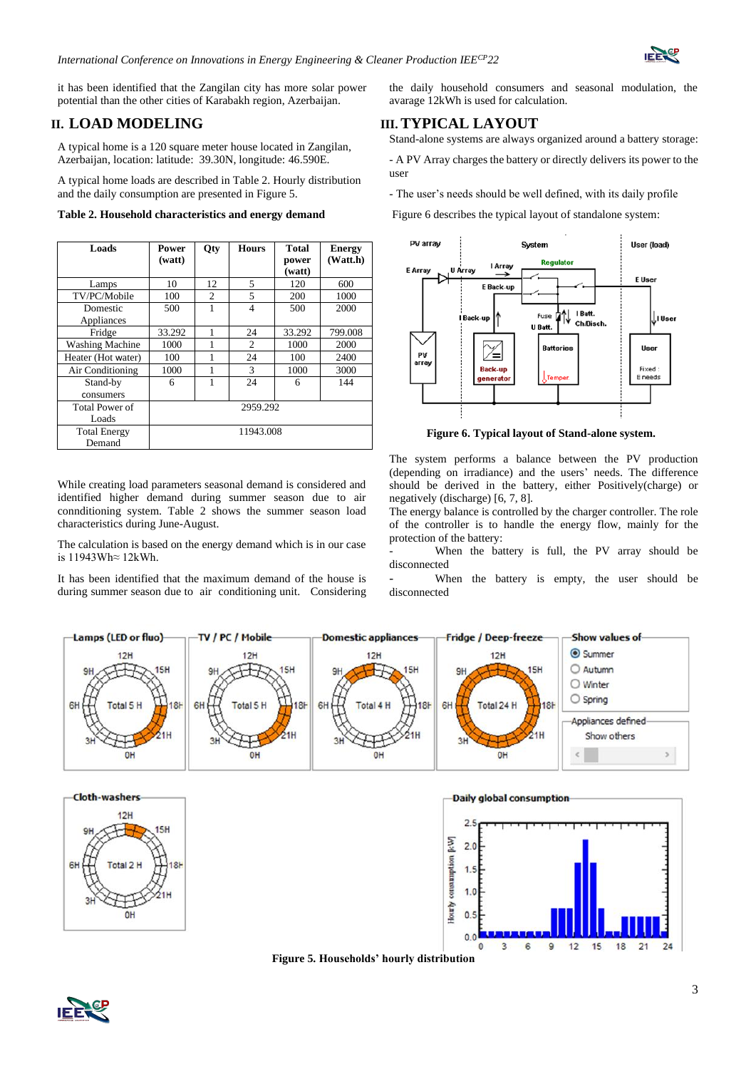it has been identified that the Zangilan city has more solar power potential than the other cities of Karabakh region, Azerbaijan.

## II. LOAD MODELING

A typical home is a 120 square meter house located in Zangilan, Azerbaijan, location: latitude: 39.30N, longitude: 46.590E.

A typical home loads are described in Table 2. Hourly distribution and the daily consumption are presented in Figure 5.

**Table 2. Household characteristics and energy demand**

| Loads | Power (watt) | Qty | Hours | Total power (watt) | Energy (Watt.h) |
|---|---|---|---|---|---|
| Lamps | 10 | 12 | 5 | 120 | 600 |
| TV/PC/Mobile | 100 | 2 | 5 | 200 | 1000 |
| Domestic Appliances | 500 | 1 | 4 | 500 | 2000 |
| Fridge | 33.292 | 1 | 24 | 33.292 | 799.008 |
| Washing Machine | 1000 | 1 | 2 | 1000 | 2000 |
| Heater (Hot water) | 100 | 1 | 24 | 100 | 2400 |
| Air Conditioning | 1000 | 1 | 3 | 1000 | 3000 |
| Stand-by consumers | 6 | 1 | 24 | 6 | 144 |
| Total Power of Loads | 2959.292 | | | | |
| Total Energy Demand | 11943.008 | | | | |

While creating load parameters seasonal demand is considered and identified higher demand during summer season due to air connditioning system. Table 2 shows the summer season load characteristics during June-August.

The calculation is based on the energy demand which is in our case is 11943Wh≈ 12kWh.

It has been identified that the maximum demand of the house is during summer season due to air conditioning unit. Considering the daily household consumers and seasonal modulation, the avarage 12kWh is used for calculation.

## III. TYPICAL LAYOUT

Stand-alone systems are always organized around a battery storage:

- A PV Array charges the battery or directly delivers its power to the user

- The user's needs should be well defined, with its daily profile

Figure 6 describes the typical layout of standalone system:

**Figure 6. Typical layout of Stand-alone system.**

The system performs a balance between the PV production (depending on irradiance) and the users' needs. The difference should be derived in the battery, either Positively(charge) or negatively (discharge) [6, 7, 8].

The energy balance is controlled by the charger controller. The role of the controller is to handle the energy flow, mainly for the protection of the battery:

- When the battery is full, the PV array should be disconnected

- When the battery is empty, the user should be disconnected

**Figure 5. Households' hourly distribution**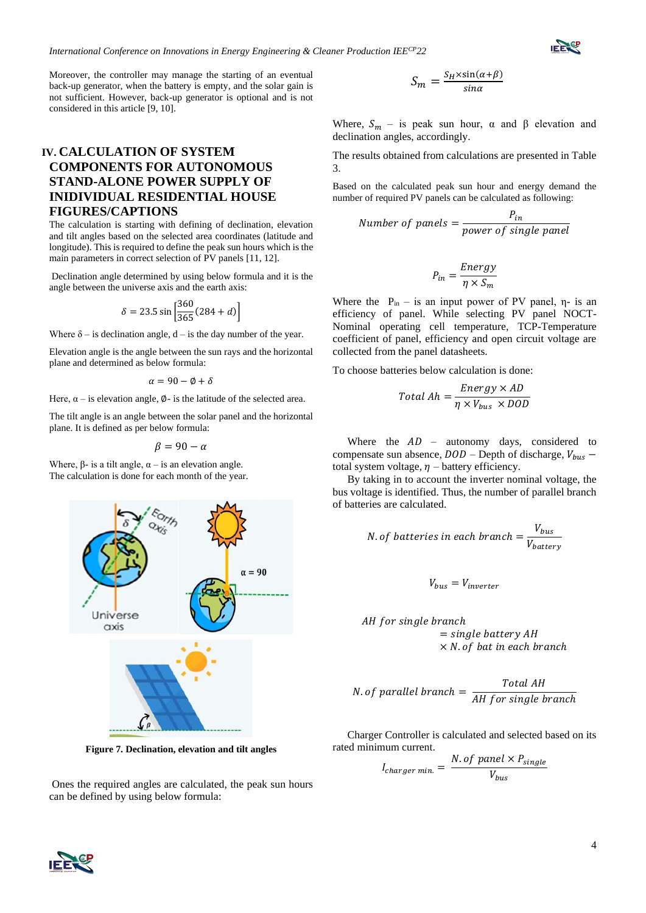Moreover, the controller may manage the starting of an eventual back-up generator, when the battery is empty, and the solar gain is not sufficient. However, back-up generator is optional and is not considered in this article [9, 10].

## IV. CALCULATION OF SYSTEM COMPONENTS FOR AUTONOMOUS STAND-ALONE POWER SUPPLY OF INIDIVIDUAL RESIDENTIAL HOUSE FIGURES/CAPTIONS

The calculation is starting with defining of declination, elevation and tilt angles based on the selected area coordinates (latitude and longitude). This is required to define the peak sun hours which is the main parameters in correct selection of PV panels [11, 12].

Declination angle determined by using below formula and it is the angle between the universe axis and the earth axis:

$$\delta = 23.5 \sin\left[\frac{360}{365}(284 + d)\right]$$

Where δ – is declination angle, d – is the day number of the year.

Elevation angle is the angle between the sun rays and the horizontal plane and determined as below formula:

$$\alpha = 90 - \emptyset + \delta$$

Here, α – is elevation angle, ∅- is the latitude of the selected area.

The tilt angle is an angle between the solar panel and the horizontal plane. It is defined as per below formula:

$$\beta = 90 - \alpha$$

Where, β- is a tilt angle, α – is an elevation angle.
The calculation is done for each month of the year.

**Figure 7. Declination, elevation and tilt angles**

Ones the required angles are calculated, the peak sun hours can be defined by using below formula:

$$S_m = \frac{S_H \times \sin(\alpha+\beta)}{\sin\alpha}$$

Where, $S_m$ – is peak sun hour, α and β elevation and declination angles, accordingly.

The results obtained from calculations are presented in Table 3.

Based on the calculated peak sun hour and energy demand the number of required PV panels can be calculated as following:

$$Number\ of\ panels = \frac{P_{in}}{power\ of\ single\ panel}$$

$$P_{in} = \frac{Energy}{\eta \times S_m}$$

Where the $P_{in}$ – is an input power of PV panel, η- is an efficiency of panel. While selecting PV panel NOCT-Nominal operating cell temperature, TCP-Temperature coefficient of panel, efficiency and open circuit voltage are collected from the panel datasheets.

To choose batteries below calculation is done:

$$Total\ Ah = \frac{Energy \times AD}{\eta \times V_{bus} \times DOD}$$

Where the $AD$ – autonomy days, considered to compensate sun absence, $DOD$ – Depth of discharge, $V_{bus}$ – total system voltage, $\eta$ – battery efficiency.

By taking in to account the inverter nominal voltage, the bus voltage is identified. Thus, the number of parallel branch of batteries are calculated.

$$N.of\ batteries\ in\ each\ branch = \frac{V_{bus}}{V_{battery}}$$

$$V_{bus} = V_{inverter}$$

$$AH\ for\ single\ branch = single\ battery\ AH \times N.of\ bat\ in\ each\ branch$$

$$N.of\ parallel\ branch = \frac{Total\ AH}{AH\ for\ single\ branch}$$

Charger Controller is calculated and selected based on its rated minimum current.

$$I_{charger\ min.} = \frac{N.of\ panel \times P_{single}}{V_{bus}}$$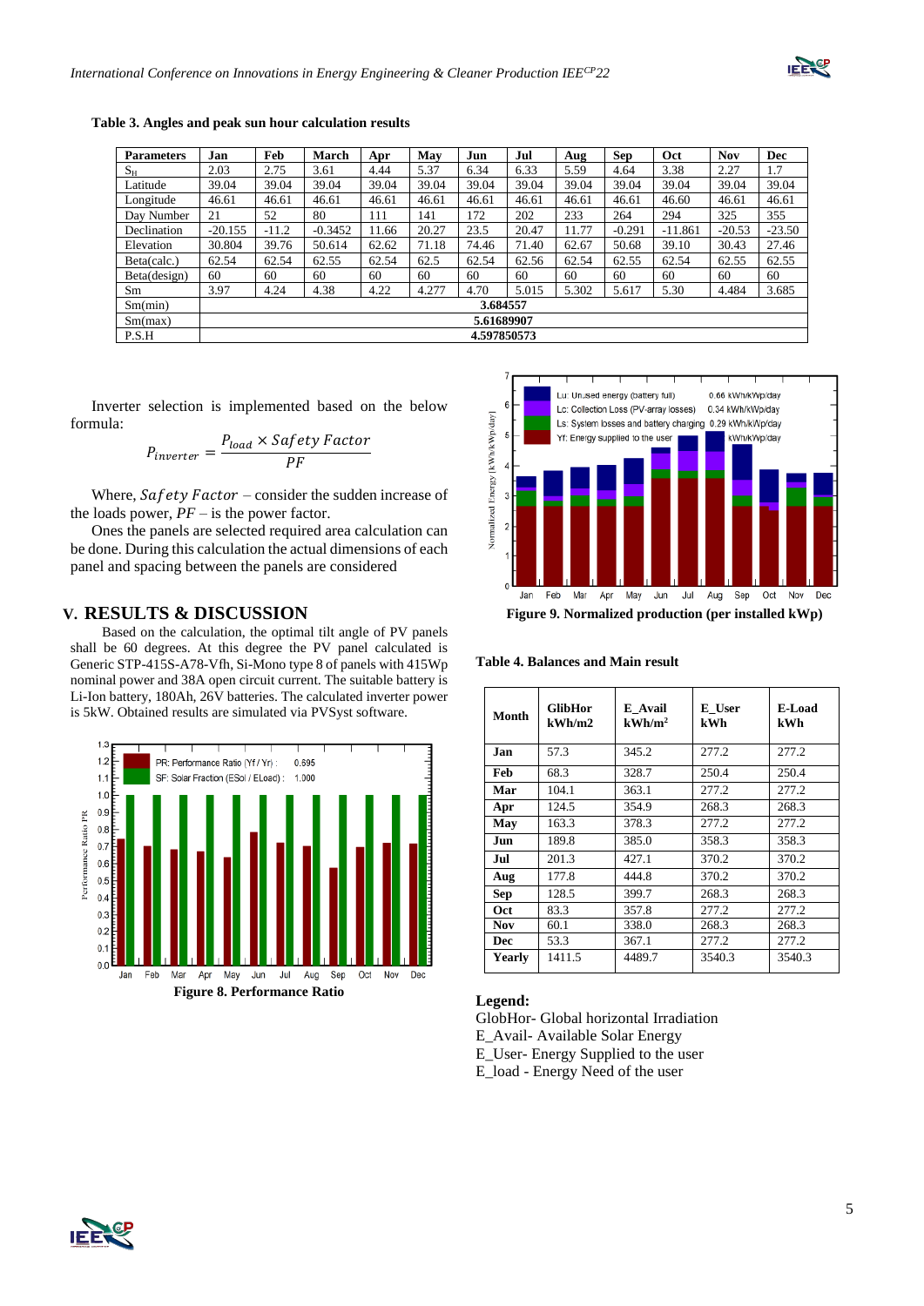**Table 3. Angles and peak sun hour calculation results**

| Parameters | Jan | Feb | March | Apr | May | Jun | Jul | Aug | Sep | Oct | Nov | Dec |
|---|---|---|---|---|---|---|---|---|---|---|---|---|
| $S_H$ | 2.03 | 2.75 | 3.61 | 4.44 | 5.37 | 6.34 | 6.33 | 5.59 | 4.64 | 3.38 | 2.27 | 1.7 |
| Latitude | 39.04 | 39.04 | 39.04 | 39.04 | 39.04 | 39.04 | 39.04 | 39.04 | 39.04 | 39.04 | 39.04 | 39.04 |
| Longitude | 46.61 | 46.61 | 46.61 | 46.61 | 46.61 | 46.61 | 46.61 | 46.61 | 46.61 | 46.60 | 46.61 | 46.61 |
| Day Number | 21 | 52 | 80 | 111 | 141 | 172 | 202 | 233 | 264 | 294 | 325 | 355 |
| Declination | -20.155 | -11.2 | -0.3452 | 11.66 | 20.27 | 23.5 | 20.47 | 11.77 | -0.291 | -11.861 | -20.53 | -23.50 |
| Elevation | 30.804 | 39.76 | 50.614 | 62.62 | 71.18 | 74.46 | 71.40 | 62.67 | 50.68 | 39.10 | 30.43 | 27.46 |
| Beta(calc.) | 62.54 | 62.54 | 62.55 | 62.54 | 62.5 | 62.54 | 62.56 | 62.54 | 62.55 | 62.54 | 62.55 | 62.55 |
| Beta(design) | 60 | 60 | 60 | 60 | 60 | 60 | 60 | 60 | 60 | 60 | 60 | 60 |
| Sm | 3.97 | 4.24 | 4.38 | 4.22 | 4.277 | 4.70 | 5.015 | 5.302 | 5.617 | 5.30 | 4.484 | 3.685 |
| Sm(min) | 3.684557 | | | | | | | | | | | |
| Sm(max) | 5.61689907 | | | | | | | | | | | |
| P.S.H | 4.597850573 | | | | | | | | | | | |

Inverter selection is implemented based on the below formula:

$$P_{inverter} = \frac{P_{load} \times Safety\ Factor}{PF}$$

Where, $Safety\ Factor$ – consider the sudden increase of the loads power, $PF$ – is the power factor.

Ones the panels are selected required area calculation can be done. During this calculation the actual dimensions of each panel and spacing between the panels are considered

## V. RESULTS & DISCUSSION

Based on the calculation, the optimal tilt angle of PV panels shall be 60 degrees. At this degree the PV panel calculated is Generic STP-415S-A78-Vfh, Si-Mono type 8 of panels with 415Wp nominal power and 38A open circuit current. The suitable battery is Li-Ion battery, 180Ah, 26V batteries. The calculated inverter power is 5kW. Obtained results are simulated via PVSyst software.

**Figure 8. Performance Ratio**

**Figure 9. Normalized production (per installed kWp)**

**Table 4. Balances and Main result**

| Month | GlibHor kWh/m2 | E_Avail kWh/m$^2$ | E_User kWh | E-Load kWh |
|---|---|---|---|---|
| Jan | 57.3 | 345.2 | 277.2 | 277.2 |
| Feb | 68.3 | 328.7 | 250.4 | 250.4 |
| Mar | 104.1 | 363.1 | 277.2 | 277.2 |
| Apr | 124.5 | 354.9 | 268.3 | 268.3 |
| May | 163.3 | 378.3 | 277.2 | 277.2 |
| Jun | 189.8 | 385.0 | 358.3 | 358.3 |
| Jul | 201.3 | 427.1 | 370.2 | 370.2 |
| Aug | 177.8 | 444.8 | 370.2 | 370.2 |
| Sep | 128.5 | 399.7 | 268.3 | 268.3 |
| Oct | 83.3 | 357.8 | 277.2 | 277.2 |
| Nov | 60.1 | 338.0 | 268.3 | 268.3 |
| Dec | 53.3 | 367.1 | 277.2 | 277.2 |
| Yearly | 1411.5 | 4489.7 | 3540.3 | 3540.3 |

**Legend:**

GlobHor- Global horizontal Irradiation
E_Avail- Available Solar Energy
E_User- Energy Supplied to the user
E_load - Energy Need of the user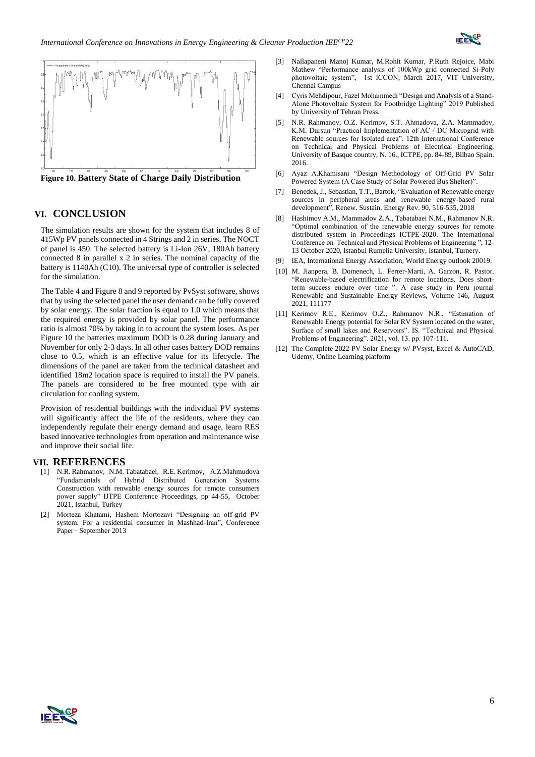Average State of Charge during period

Jan Feb Mar Apr May Jun Jul Aug Sep Oct Nov Dec

**Figure 10. Battery State of Charge Daily Distribution**

## VI. CONCLUSION

The simulation results are shown for the system that includes 8 of 415Wp PV panels connected in 4 Strings and 2 in series. The NOCT of panel is 450. The selected battery is Li-Ion 26V, 180Ah battery connected 8 in parallel x 2 in series. The nominal capacity of the battery is 1140Ah (C10). The universal type of controller is selected for the simulation.

The Table 4 and Figure 8 and 9 reported by PvSyst software, shows that by using the selected panel the user demand can be fully covered by solar energy. The solar fraction is equal to 1.0 which means that the required energy is provided by solar panel. The performance ratio is almost 70% by taking in to account the system loses. As per Figure 10 the batteries maximum DOD is 0.28 during January and November for only 2-3 days. In all other cases battery DOD remains close to 0.5, which is an effective value for its lifecycle. The dimensions of the panel are taken from the technical datasheet and identified 18m2 location space is required to install the PV panels. The panels are considered to be free mounted type with air circulation for cooling system.

Provision of residential buildings with the individual PV systems will significantly affect the life of the residents, where they can independently regulate their energy demand and usage, learn RES based innovative technologies from operation and maintenance wise and improve their social life.

## VII. REFERENCES

[1] N.R. Rahmanov, N.M. Tabatabaei, R.E. Kerimov, A.Z.Mahmudova "Fundamentals of Hybrid Distributed Generation Systems Construction with renwable energy sources for remote consumers power supply" IJTPE Conference Proceedings, pp 44-55, October 2021, Istanbul, Turkey

[2] Morteza Khatami, Hashem Mortozavi "Designing an off-grid PV system: For a residential consumer in Mashhad-Iran", Conference Paper · September 2013

[3] Nallapaneni Manoj Kumar, M.Rohit Kumar, P.Ruth Rejoice, Mabi Mathew "Performance analysis of 100kWp grid connected Si-Poly photovoltaic system", 1st ICCON, March 2017, VIT University, Chennai Campus

[4] Cyris Mehdipour, Fazel Mohammedi "Design and Analysis of a Stand-Alone Photovoltaic System for Footbridge Lighting" 2019 Published by University of Tehran Press.

[5] N.R. Rahmanov, O.Z. Kerimov, S.T. Ahmadova, Z.A. Mammadov, K.M. Dursun "Practical Implementation of AC / DC Microgrid with Renewable sources for Isolated area". 12th International Conference on Technical and Physical Problems of Electrical Engineering, University of Basque country, N. 16., ICTPE, pp. 84-89, Bilbao Spain. 2016.

[6] Ayaz A.Khamisani "Design Methodology of Off-Grid PV Solar Powered System (A Case Study of Solar Powered Bus Shelter)".

[7] Benedek, J., Sebastian, T.T., Bartok, "Evaluation of Renewable energy sources in peripheral areas and renewable energy-based rural development", Renew. Sustain. Energy Rev. 90, 516-535, 2018

[8] Hashimov A.M., Mammadov Z.A., Tabatabaei N.M., Rahmanov N.R. "Optimal combination of the renewable energy sources for remote distributed system in Proceedings ICTPE-2020. The International Conference on Technical and Physical Problems of Engineering ", 12-13 October 2020, Istanbul Rumelia University, Istanbul, Turnery.

[9] IEA, International Energy Association, World Energy outlook 20019.

[10] M. Jianpera, B. Domenech, L. Ferrer-Marti, A. Garzon, R. Pastor. "Renewable-based electrification for remote locations. Does short-term success endure over time ". A case study in Peru journal Renewable and Sustainable Energy Reviews, Volume 146, August 2021, 111177

[11] Kerimov R.E., Kerimov O.Z., Rahmanov N.R., "Estimation of Renewable Energy potential for Solar RV System located on the water, Surface of small lakes and Reservoirs". IS. "Technical and Physical Problems of Engineering". 2021, vol. 13. pp. 107-111.

[12] The Complete 2022 PV Solar Energy w/ PVsyst, Excel & AutoCAD, Udemy, Online Learning platform